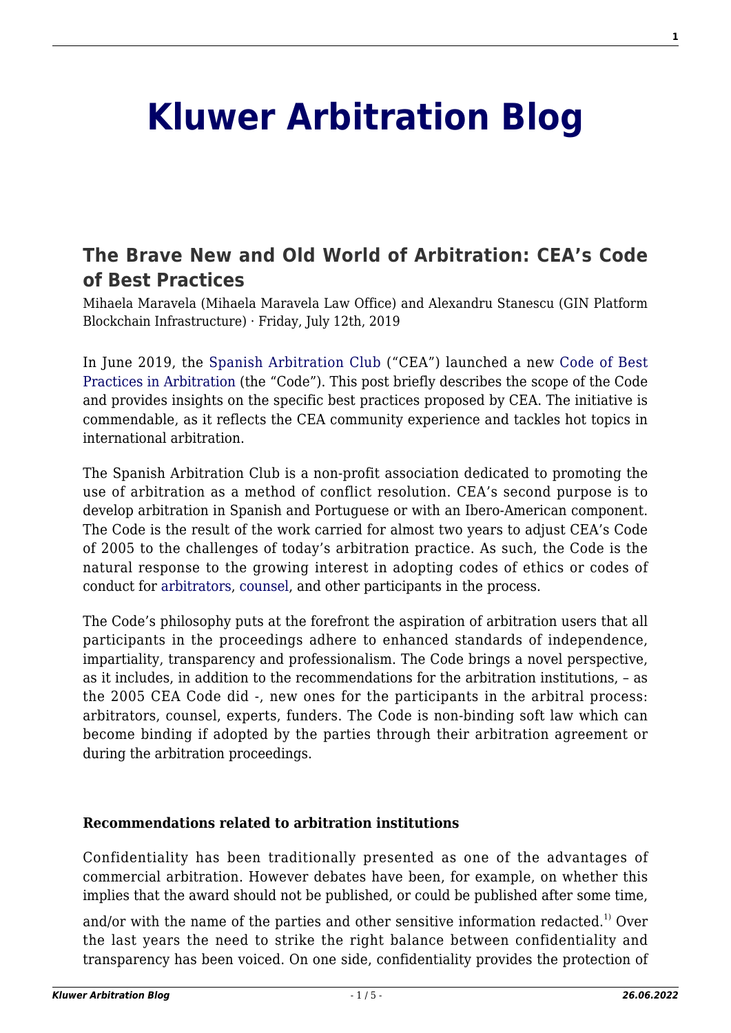# Kluwer Arbitration Blog

## The Brave New and Old World of Arbitration: CEA's Code of Best Practices

Mihaela Maravela (Mihaela Maravela Law Office) and Alexandru Stanescu (GIN Platform Blockchain Infrastructure) · Friday, July 12th, 2019

In June 2019, the Spanish Arbitration Club ("CEA") launched a new Code of Best Practices in Arbitration (the "Code"). This post briefly describes the scope of the Code and provides insights on the specific best practices proposed by CEA. The initiative is commendable, as it reflects the CEA community experience and tackles hot topics in international arbitration.

The Spanish Arbitration Club is a non-profit association dedicated to promoting the use of arbitration as a method of conflict resolution. CEA's second purpose is to develop arbitration in Spanish and Portuguese or with an Ibero-American component. The Code is the result of the work carried for almost two years to adjust CEA's Code of 2005 to the challenges of today's arbitration practice. As such, the Code is the natural response to the growing interest in adopting codes of ethics or codes of conduct for arbitrators, counsel, and other participants in the process.

The Code's philosophy puts at the forefront the aspiration of arbitration users that all participants in the proceedings adhere to enhanced standards of independence, impartiality, transparency and professionalism. The Code brings a novel perspective, as it includes, in addition to the recommendations for the arbitration institutions, – as the 2005 CEA Code did -, new ones for the participants in the arbitral process: arbitrators, counsel, experts, funders. The Code is non-binding soft law which can become binding if adopted by the parties through their arbitration agreement or during the arbitration proceedings.

**Recommendations related to arbitration institutions**

Confidentiality has been traditionally presented as one of the advantages of commercial arbitration. However debates have been, for example, on whether this implies that the award should not be published, or could be published after some time, and/or with the name of the parties and other sensitive information redacted.[1] Over the last years the need to strike the right balance between confidentiality and transparency has been voiced. On one side, confidentiality provides the protection of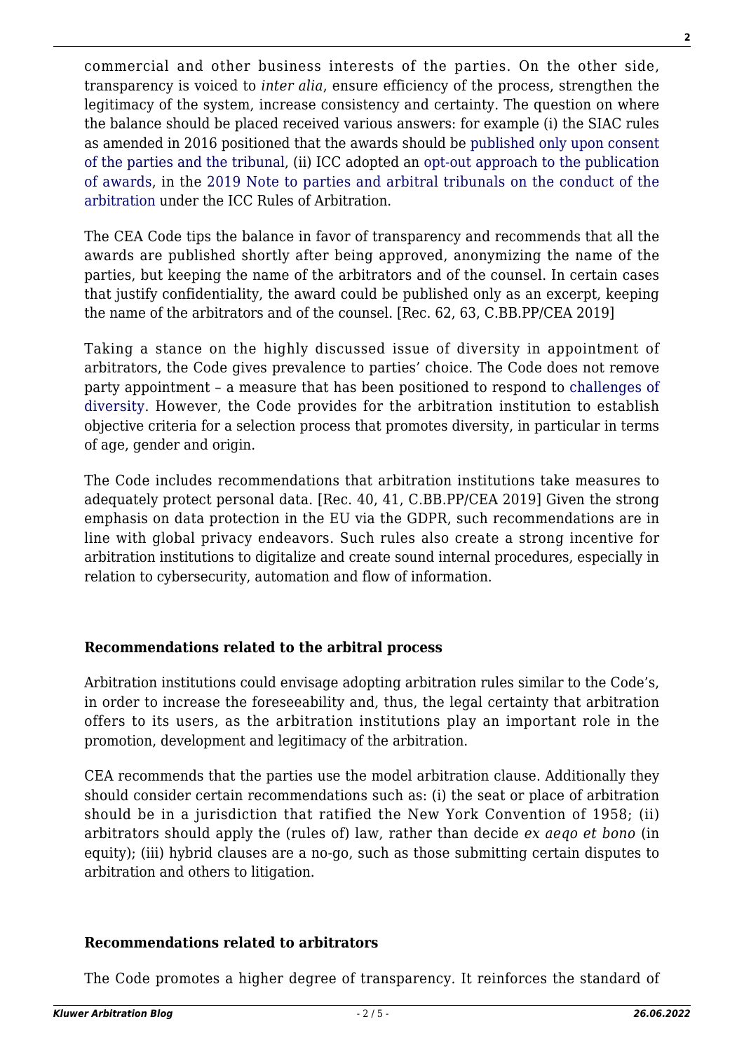commercial and other business interests of the parties. On the other side, transparency is voiced to *inter alia*, ensure efficiency of the process, strengthen the legitimacy of the system, increase consistency and certainty. The question on where the balance should be placed received various answers: for example (i) the SIAC rules as amended in 2016 positioned that the awards should be published only upon consent of the parties and the tribunal, (ii) ICC adopted an opt-out approach to the publication of awards, in the 2019 Note to parties and arbitral tribunals on the conduct of the arbitration under the ICC Rules of Arbitration.

The CEA Code tips the balance in favor of transparency and recommends that all the awards are published shortly after being approved, anonymizing the name of the parties, but keeping the name of the arbitrators and of the counsel. In certain cases that justify confidentiality, the award could be published only as an excerpt, keeping the name of the arbitrators and of the counsel. [Rec. 62, 63, C.BB.PP/CEA 2019]

Taking a stance on the highly discussed issue of diversity in appointment of arbitrators, the Code gives prevalence to parties' choice. The Code does not remove party appointment – a measure that has been positioned to respond to challenges of diversity. However, the Code provides for the arbitration institution to establish objective criteria for a selection process that promotes diversity, in particular in terms of age, gender and origin.

The Code includes recommendations that arbitration institutions take measures to adequately protect personal data. [Rec. 40, 41, C.BB.PP/CEA 2019] Given the strong emphasis on data protection in the EU via the GDPR, such recommendations are in line with global privacy endeavors. Such rules also create a strong incentive for arbitration institutions to digitalize and create sound internal procedures, especially in relation to cybersecurity, automation and flow of information.

**Recommendations related to the arbitral process**

Arbitration institutions could envisage adopting arbitration rules similar to the Code's, in order to increase the foreseeability and, thus, the legal certainty that arbitration offers to its users, as the arbitration institutions play an important role in the promotion, development and legitimacy of the arbitration.

CEA recommends that the parties use the model arbitration clause. Additionally they should consider certain recommendations such as: (i) the seat or place of arbitration should be in a jurisdiction that ratified the New York Convention of 1958; (ii) arbitrators should apply the (rules of) law, rather than decide *ex aeqo et bono* (in equity); (iii) hybrid clauses are a no-go, such as those submitting certain disputes to arbitration and others to litigation.

**Recommendations related to arbitrators**

The Code promotes a higher degree of transparency. It reinforces the standard of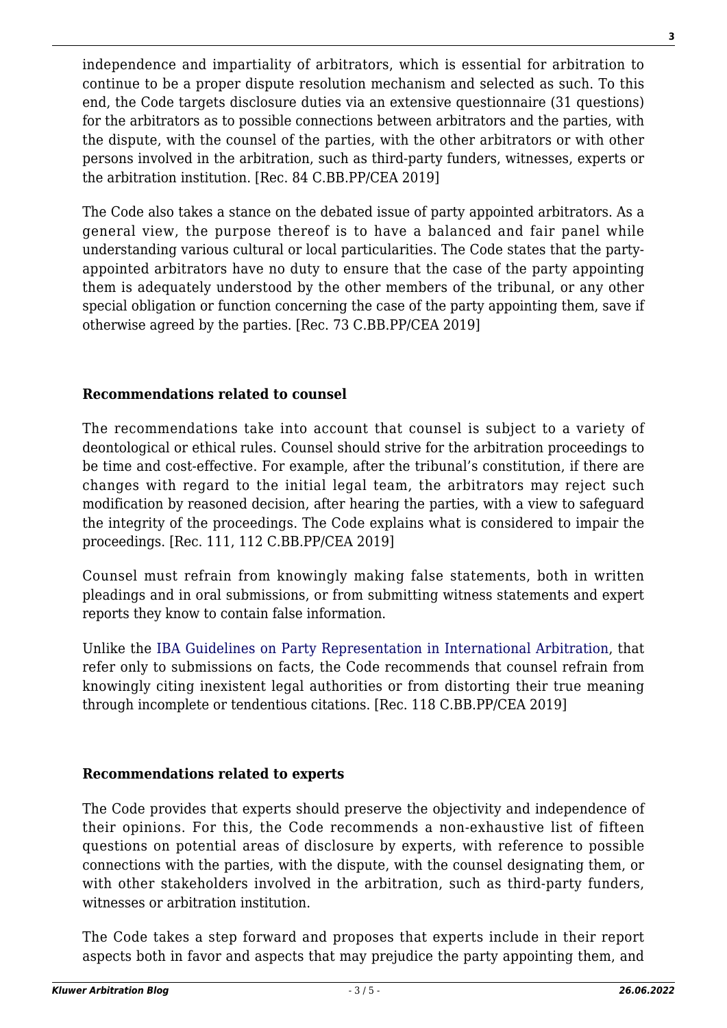independence and impartiality of arbitrators, which is essential for arbitration to continue to be a proper dispute resolution mechanism and selected as such. To this end, the Code targets disclosure duties via an extensive questionnaire (31 questions) for the arbitrators as to possible connections between arbitrators and the parties, with the dispute, with the counsel of the parties, with the other arbitrators or with other persons involved in the arbitration, such as third-party funders, witnesses, experts or the arbitration institution. [Rec. 84 C.BB.PP/CEA 2019]

The Code also takes a stance on the debated issue of party appointed arbitrators. As a general view, the purpose thereof is to have a balanced and fair panel while understanding various cultural or local particularities. The Code states that the party-appointed arbitrators have no duty to ensure that the case of the party appointing them is adequately understood by the other members of the tribunal, or any other special obligation or function concerning the case of the party appointing them, save if otherwise agreed by the parties. [Rec. 73 C.BB.PP/CEA 2019]

**Recommendations related to counsel**

The recommendations take into account that counsel is subject to a variety of deontological or ethical rules. Counsel should strive for the arbitration proceedings to be time and cost-effective. For example, after the tribunal's constitution, if there are changes with regard to the initial legal team, the arbitrators may reject such modification by reasoned decision, after hearing the parties, with a view to safeguard the integrity of the proceedings. The Code explains what is considered to impair the proceedings. [Rec. 111, 112 C.BB.PP/CEA 2019]

Counsel must refrain from knowingly making false statements, both in written pleadings and in oral submissions, or from submitting witness statements and expert reports they know to contain false information.

Unlike the IBA Guidelines on Party Representation in International Arbitration, that refer only to submissions on facts, the Code recommends that counsel refrain from knowingly citing inexistent legal authorities or from distorting their true meaning through incomplete or tendentious citations. [Rec. 118 C.BB.PP/CEA 2019]

**Recommendations related to experts**

The Code provides that experts should preserve the objectivity and independence of their opinions. For this, the Code recommends a non-exhaustive list of fifteen questions on potential areas of disclosure by experts, with reference to possible connections with the parties, with the dispute, with the counsel designating them, or with other stakeholders involved in the arbitration, such as third-party funders, witnesses or arbitration institution.

The Code takes a step forward and proposes that experts include in their report aspects both in favor and aspects that may prejudice the party appointing them, and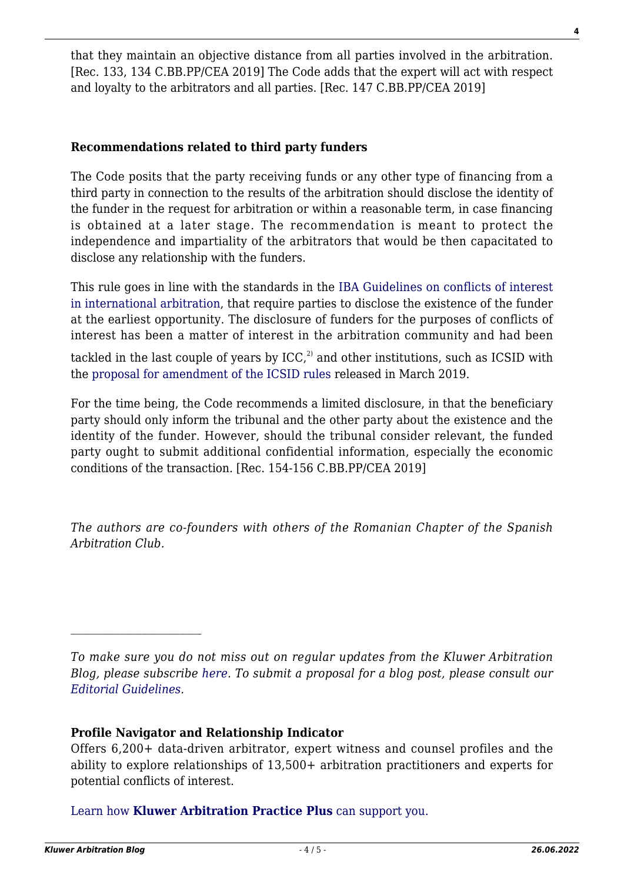that they maintain an objective distance from all parties involved in the arbitration. [Rec. 133, 134 C.BB.PP/CEA 2019] The Code adds that the expert will act with respect and loyalty to the arbitrators and all parties. [Rec. 147 C.BB.PP/CEA 2019]

**Recommendations related to third party funders**

The Code posits that the party receiving funds or any other type of financing from a third party in connection to the results of the arbitration should disclose the identity of the funder in the request for arbitration or within a reasonable term, in case financing is obtained at a later stage. The recommendation is meant to protect the independence and impartiality of the arbitrators that would be then capacitated to disclose any relationship with the funders.

This rule goes in line with the standards in the IBA Guidelines on conflicts of interest in international arbitration, that require parties to disclose the existence of the funder at the earliest opportunity. The disclosure of funders for the purposes of conflicts of interest has been a matter of interest in the arbitration community and had been tackled in the last couple of years by ICC,[2] and other institutions, such as ICSID with the proposal for amendment of the ICSID rules released in March 2019.

For the time being, the Code recommends a limited disclosure, in that the beneficiary party should only inform the tribunal and the other party about the existence and the identity of the funder. However, should the tribunal consider relevant, the funded party ought to submit additional confidential information, especially the economic conditions of the transaction. [Rec. 154-156 C.BB.PP/CEA 2019]

*The authors are co-founders with others of the Romanian Chapter of the Spanish Arbitration Club.*

---

*To make sure you do not miss out on regular updates from the Kluwer Arbitration Blog, please subscribe here. To submit a proposal for a blog post, please consult our Editorial Guidelines.*

**Profile Navigator and Relationship Indicator**

Offers 6,200+ data-driven arbitrator, expert witness and counsel profiles and the ability to explore relationships of 13,500+ arbitration practitioners and experts for potential conflicts of interest.

Learn how **Kluwer Arbitration Practice Plus** can support you.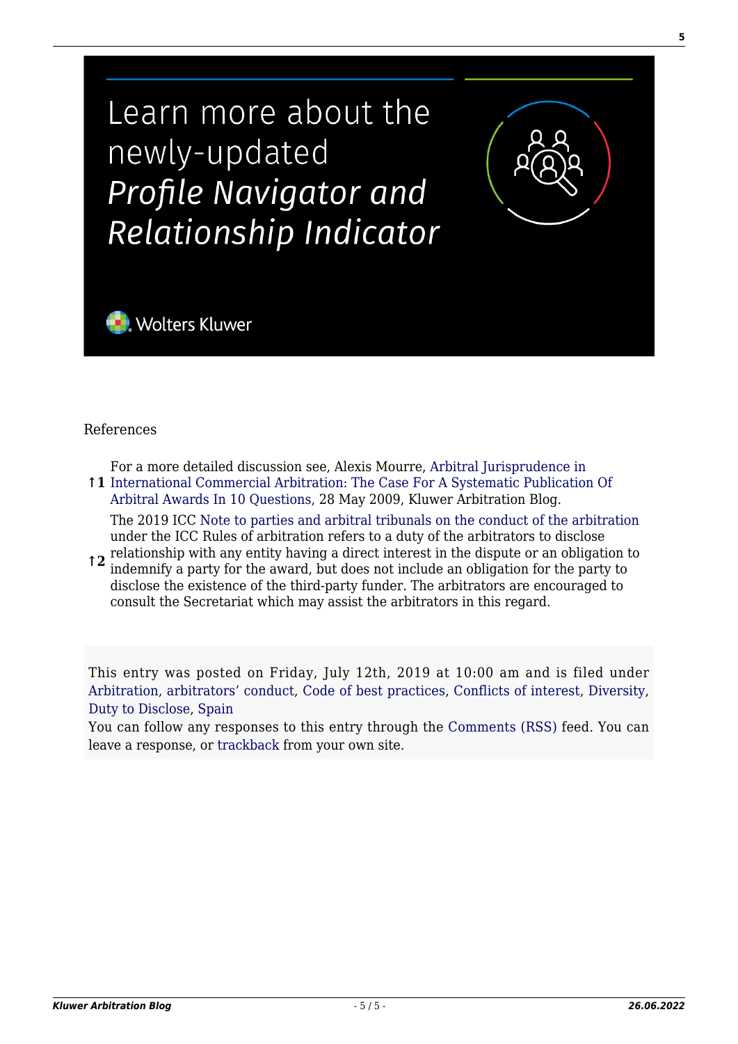Learn more about the newly-updated *Profile Navigator and Relationship Indicator*

Wolters Kluwer

References

↑1 For a more detailed discussion see, Alexis Mourre, Arbitral Jurisprudence in International Commercial Arbitration: The Case For A Systematic Publication Of Arbitral Awards In 10 Questions, 28 May 2009, Kluwer Arbitration Blog.

↑2 The 2019 ICC Note to parties and arbitral tribunals on the conduct of the arbitration under the ICC Rules of arbitration refers to a duty of the arbitrators to disclose relationship with any entity having a direct interest in the dispute or an obligation to indemnify a party for the award, but does not include an obligation for the party to disclose the existence of the third-party funder. The arbitrators are encouraged to consult the Secretariat which may assist the arbitrators in this regard.

This entry was posted on Friday, July 12th, 2019 at 10:00 am and is filed under Arbitration, arbitrators' conduct, Code of best practices, Conflicts of interest, Diversity, Duty to Disclose, Spain

You can follow any responses to this entry through the Comments (RSS) feed. You can leave a response, or trackback from your own site.